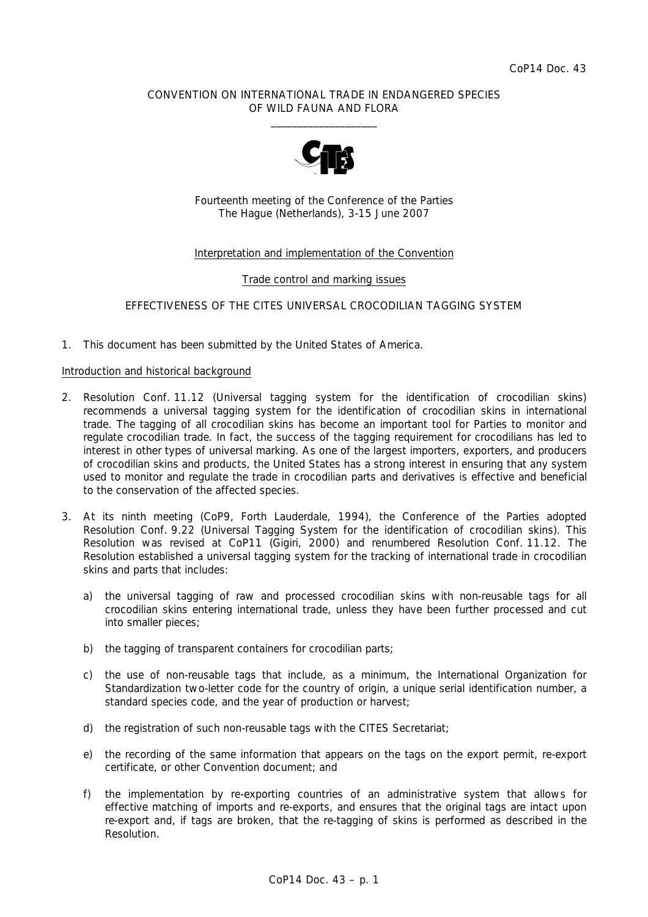CoP14 Doc. 43

CONVENTION ON INTERNATIONAL TRADE IN ENDANGERED SPECIES OF WILD FAUNA AND FLORA

\_\_\_\_\_\_\_\_\_\_\_\_\_\_\_\_\_\_\_\_

Fourteenth meeting of the Conference of the Parties
The Hague (Netherlands), 3-15 June 2007

Interpretation and implementation of the Convention

Trade control and marking issues

EFFECTIVENESS OF THE CITES UNIVERSAL CROCODILIAN TAGGING SYSTEM

1. This document has been submitted by the United States of America.

Introduction and historical background

2. Resolution Conf. 11.12 (Universal tagging system for the identification of crocodilian skins) recommends a universal tagging system for the identification of crocodilian skins in international trade. The tagging of all crocodilian skins has become an important tool for Parties to monitor and regulate crocodilian trade. In fact, the success of the tagging requirement for crocodilians has led to interest in other types of universal marking. As one of the largest importers, exporters, and producers of crocodilian skins and products, the United States has a strong interest in ensuring that any system used to monitor and regulate the trade in crocodilian parts and derivatives is effective and beneficial to the conservation of the affected species.

3. At its ninth meeting (CoP9, Forth Lauderdale, 1994), the Conference of the Parties adopted Resolution Conf. 9.22 (Universal Tagging System for the identification of crocodilian skins). This Resolution was revised at CoP11 (Gigiri, 2000) and renumbered Resolution Conf. 11.12. The Resolution established a universal tagging system for the tracking of international trade in crocodilian skins and parts that includes:

   a) the universal tagging of raw and processed crocodilian skins with non-reusable tags for all crocodilian skins entering international trade, unless they have been further processed and cut into smaller pieces;

   b) the tagging of transparent containers for crocodilian parts;

   c) the use of non-reusable tags that include, as a minimum, the International Organization for Standardization two-letter code for the country of origin, a unique serial identification number, a standard species code, and the year of production or harvest;

   d) the registration of such non-reusable tags with the CITES Secretariat;

   e) the recording of the same information that appears on the tags on the export permit, re-export certificate, or other Convention document; and

   f) the implementation by re-exporting countries of an administrative system that allows for effective matching of imports and re-exports, and ensures that the original tags are intact upon re-export and, if tags are broken, that the re-tagging of skins is performed as described in the Resolution.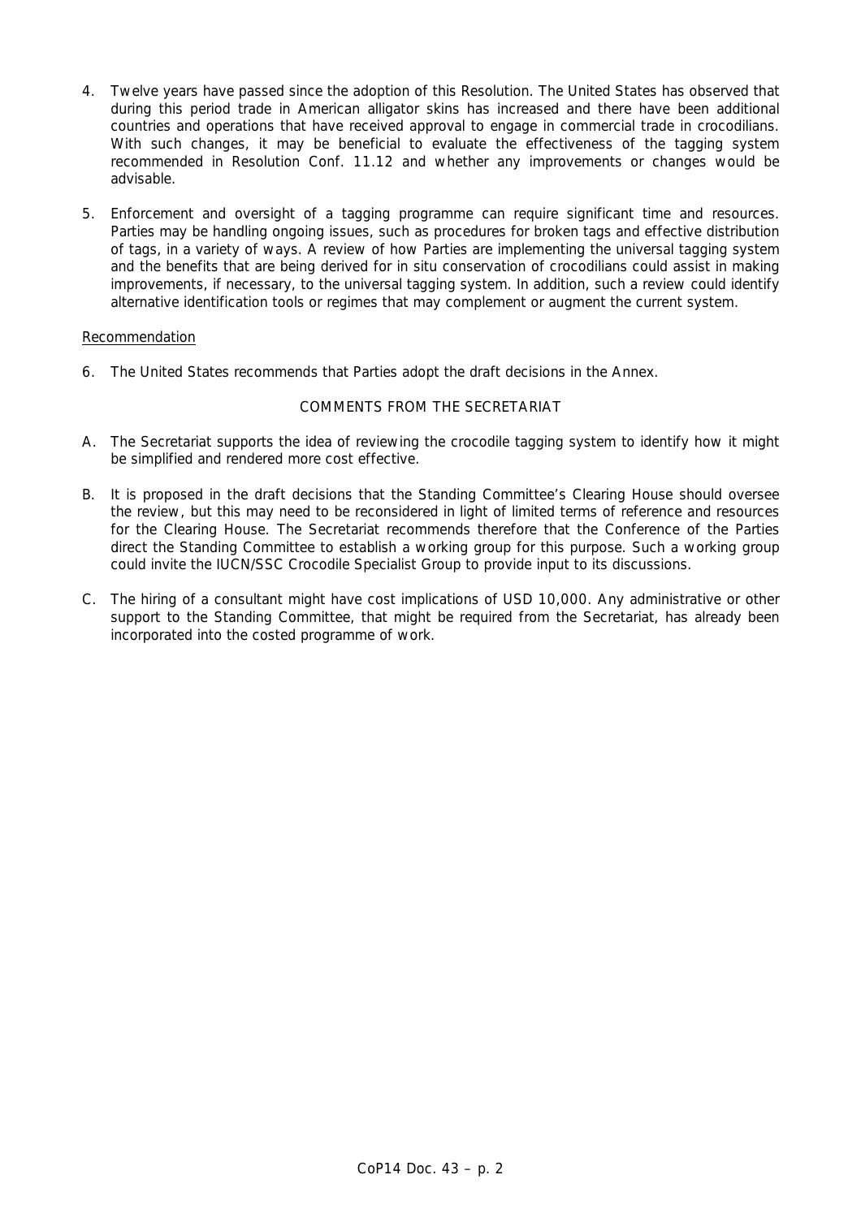4. Twelve years have passed since the adoption of this Resolution. The United States has observed that during this period trade in American alligator skins has increased and there have been additional countries and operations that have received approval to engage in commercial trade in crocodilians. With such changes, it may be beneficial to evaluate the effectiveness of the tagging system recommended in Resolution Conf. 11.12 and whether any improvements or changes would be advisable.

5. Enforcement and oversight of a tagging programme can require significant time and resources. Parties may be handling ongoing issues, such as procedures for broken tags and effective distribution of tags, in a variety of ways. A review of how Parties are implementing the universal tagging system and the benefits that are being derived for in situ conservation of crocodilians could assist in making improvements, if necessary, to the universal tagging system. In addition, such a review could identify alternative identification tools or regimes that may complement or augment the current system.

Recommendation

6. The United States recommends that Parties adopt the draft decisions in the Annex.

COMMENTS FROM THE SECRETARIAT

A. The Secretariat supports the idea of reviewing the crocodile tagging system to identify how it might be simplified and rendered more cost effective.

B. It is proposed in the draft decisions that the Standing Committee's Clearing House should oversee the review, but this may need to be reconsidered in light of limited terms of reference and resources for the Clearing House. The Secretariat recommends therefore that the Conference of the Parties direct the Standing Committee to establish a working group for this purpose. Such a working group could invite the IUCN/SSC Crocodile Specialist Group to provide input to its discussions.

C. The hiring of a consultant might have cost implications of USD 10,000. Any administrative or other support to the Standing Committee, that might be required from the Secretariat, has already been incorporated into the costed programme of work.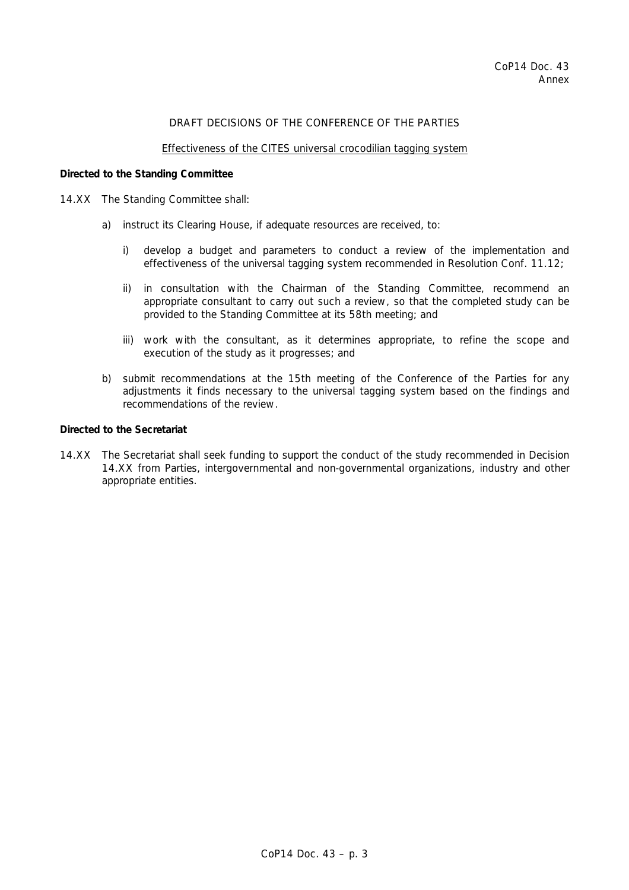CoP14 Doc. 43
Annex

DRAFT DECISIONS OF THE CONFERENCE OF THE PARTIES

Effectiveness of the CITES universal crocodilian tagging system

**Directed to the Standing Committee**

14.XX The Standing Committee shall:

a) instruct its Clearing House, if adequate resources are received, to:

   i) develop a budget and parameters to conduct a review of the implementation and effectiveness of the universal tagging system recommended in Resolution Conf. 11.12;

   ii) in consultation with the Chairman of the Standing Committee, recommend an appropriate consultant to carry out such a review, so that the completed study can be provided to the Standing Committee at its 58th meeting; and

   iii) work with the consultant, as it determines appropriate, to refine the scope and execution of the study as it progresses; and

b) submit recommendations at the 15th meeting of the Conference of the Parties for any adjustments it finds necessary to the universal tagging system based on the findings and recommendations of the review.

**Directed to the Secretariat**

14.XX The Secretariat shall seek funding to support the conduct of the study recommended in Decision 14.XX from Parties, intergovernmental and non-governmental organizations, industry and other appropriate entities.